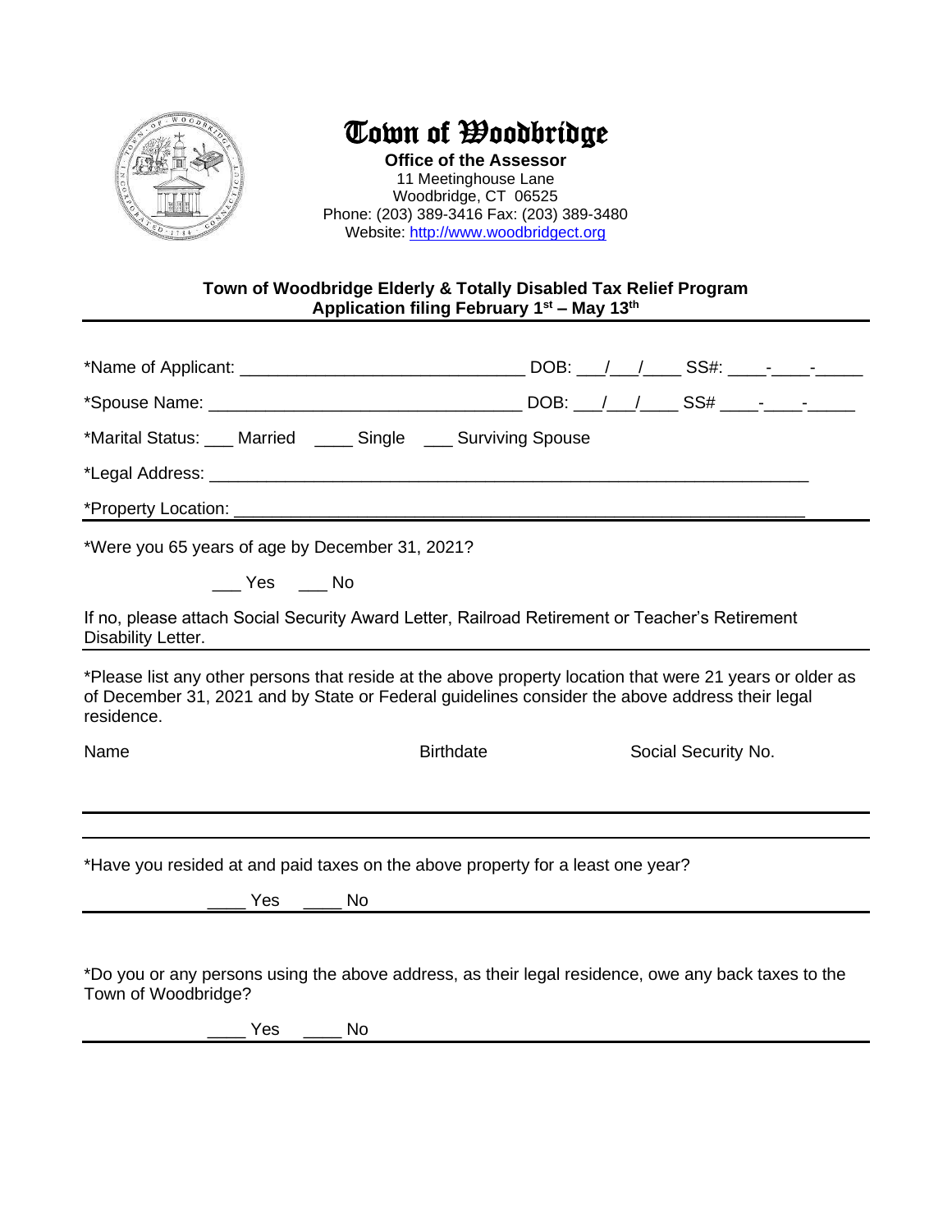# Town of Woodbridge

**Office of the Assessor**
11 Meetinghouse Lane
Woodbridge, CT 06525
Phone: (203) 389-3416 Fax: (203) 389-3480
Website: http://www.woodbridgect.org

**Town of Woodbridge Elderly & Totally Disabled Tax Relief Program**
**Application filing February 1st – May 13th**

---

*Name of Applicant: ______________________________ DOB: ___/___/____ SS#: ____-____-_____

*Spouse Name: ________________________________ DOB: ___/___/____ SS# ____-____-_____

*Marital Status: ___ Married ____ Single ___ Surviving Spouse

*Legal Address: ______________________________________________________________

*Property Location: ___________________________________________________________

---

*Were you 65 years of age by December 31, 2021?

___ Yes ___ No

If no, please attach Social Security Award Letter, Railroad Retirement or Teacher's Retirement Disability Letter.

---

*Please list any other persons that reside at the above property location that were 21 years or older as of December 31, 2021 and by State or Federal guidelines consider the above address their legal residence.

| Name | Birthdate | Social Security No. |
|---|---|---|
| | | |
| | | |

---

*Have you resided at and paid taxes on the above property for a least one year?

____ Yes ____ No

---

*Do you or any persons using the above address, as their legal residence, owe any back taxes to the Town of Woodbridge?

____ Yes ____ No

---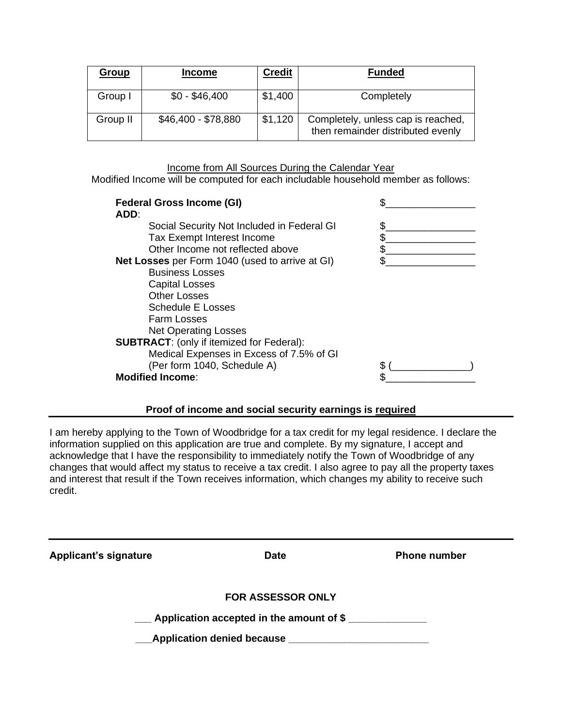| **Group** | **Income** | **Credit** | **Funded** |
| --- | --- | --- | --- |
| Group I | $0 - $46,400 | $1,400 | Completely |
| Group II | $46,400 - $78,880 | $1,120 | Completely, unless cap is reached, then remainder distributed evenly |

Income from All Sources During the Calendar Year

Modified Income will be computed for each includable household member as follows:

| | |
| --- | --- |
| **Federal Gross Income (GI)** | $________________ |
| **ADD**: | |
| Social Security Not Included in Federal GI | $________________ |
| Tax Exempt Interest Income | $________________ |
| Other Income not reflected above | $________________ |
| **Net Losses** per Form 1040 (used to arrive at GI) | $________________ |
| Business Losses | |
| Capital Losses | |
| Other Losses | |
| Schedule E Losses | |
| Farm Losses | |
| Net Operating Losses | |
| **SUBTRACT**: (only if itemized for Federal): | |
| Medical Expenses in Excess of 7.5% of GI (Per form 1040, Schedule A) | $ (______________) |
| **Modified Income**: | $________________ |

**Proof of income and social security earnings is required**

I am hereby applying to the Town of Woodbridge for a tax credit for my legal residence. I declare the information supplied on this application are true and complete. By my signature, I accept and acknowledge that I have the responsibility to immediately notify the Town of Woodbridge of any changes that would affect my status to receive a tax credit. I also agree to pay all the property taxes and interest that result if the Town receives information, which changes my ability to receive such credit.

**Applicant's signature** **Date** **Phone number**

**FOR ASSESSOR ONLY**

**___ Application accepted in the amount of $ ______________**

**___Application denied because _________________________**